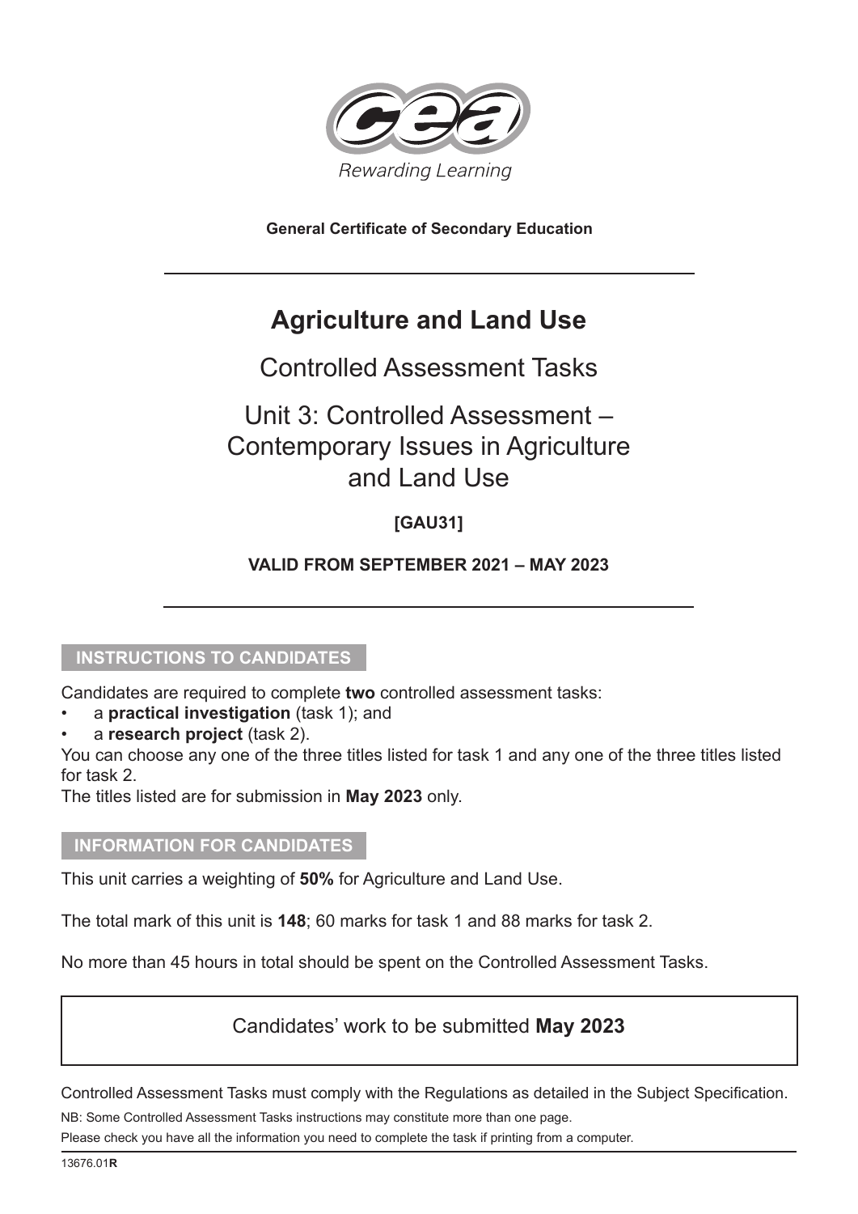Rewarding Learning

**General Certificate of Secondary Education**

---

# Agriculture and Land Use

## Controlled Assessment Tasks

## Unit 3: Controlled Assessment – Contemporary Issues in Agriculture and Land Use

**[GAU31]**

**VALID FROM SEPTEMBER 2021 – MAY 2023**

---

### INSTRUCTIONS TO CANDIDATES

Candidates are required to complete **two** controlled assessment tasks:

- a **practical investigation** (task 1); and
- a **research project** (task 2).

You can choose any one of the three titles listed for task 1 and any one of the three titles listed for task 2.

The titles listed are for submission in **May 2023** only.

### INFORMATION FOR CANDIDATES

This unit carries a weighting of **50%** for Agriculture and Land Use.

The total mark of this unit is **148**; 60 marks for task 1 and 88 marks for task 2.

No more than 45 hours in total should be spent on the Controlled Assessment Tasks.

Candidates' work to be submitted **May 2023**

Controlled Assessment Tasks must comply with the Regulations as detailed in the Subject Specification.

NB: Some Controlled Assessment Tasks instructions may constitute more than one page.

Please check you have all the information you need to complete the task if printing from a computer.

13676.01**R**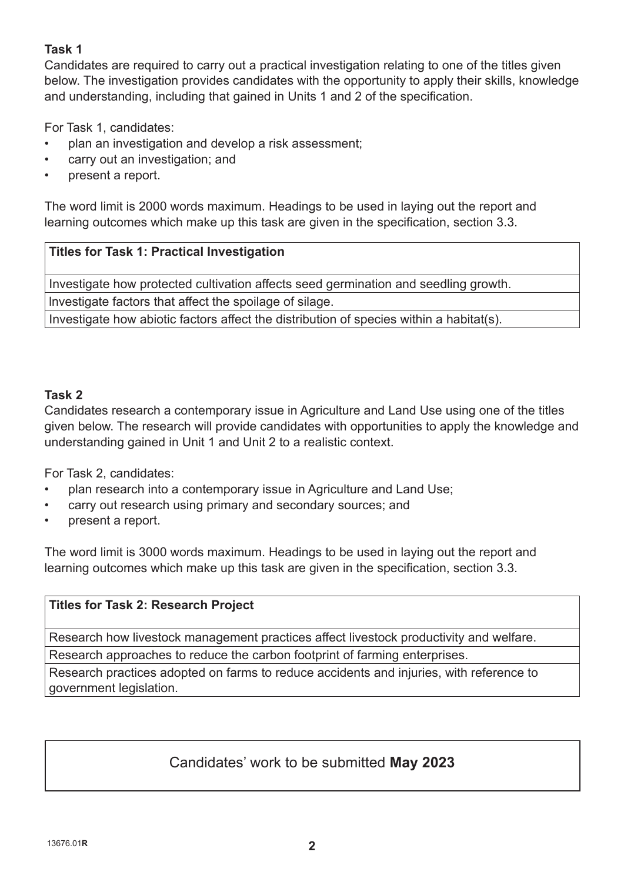**Task 1**

Candidates are required to carry out a practical investigation relating to one of the titles given below. The investigation provides candidates with the opportunity to apply their skills, knowledge and understanding, including that gained in Units 1 and 2 of the specification.

For Task 1, candidates:

- plan an investigation and develop a risk assessment;
- carry out an investigation; and
- present a report.

The word limit is 2000 words maximum. Headings to be used in laying out the report and learning outcomes which make up this task are given in the specification, section 3.3.

| **Titles for Task 1: Practical Investigation** |
| --- |
| Investigate how protected cultivation affects seed germination and seedling growth. |
| Investigate factors that affect the spoilage of silage. |
| Investigate how abiotic factors affect the distribution of species within a habitat(s). |

**Task 2**

Candidates research a contemporary issue in Agriculture and Land Use using one of the titles given below. The research will provide candidates with opportunities to apply the knowledge and understanding gained in Unit 1 and Unit 2 to a realistic context.

For Task 2, candidates:

- plan research into a contemporary issue in Agriculture and Land Use;
- carry out research using primary and secondary sources; and
- present a report.

The word limit is 3000 words maximum. Headings to be used in laying out the report and learning outcomes which make up this task are given in the specification, section 3.3.

| **Titles for Task 2: Research Project** |
| --- |
| Research how livestock management practices affect livestock productivity and welfare. |
| Research approaches to reduce the carbon footprint of farming enterprises. |
| Research practices adopted on farms to reduce accidents and injuries, with reference to government legislation. |

Candidates' work to be submitted **May 2023**

13676.01**R**